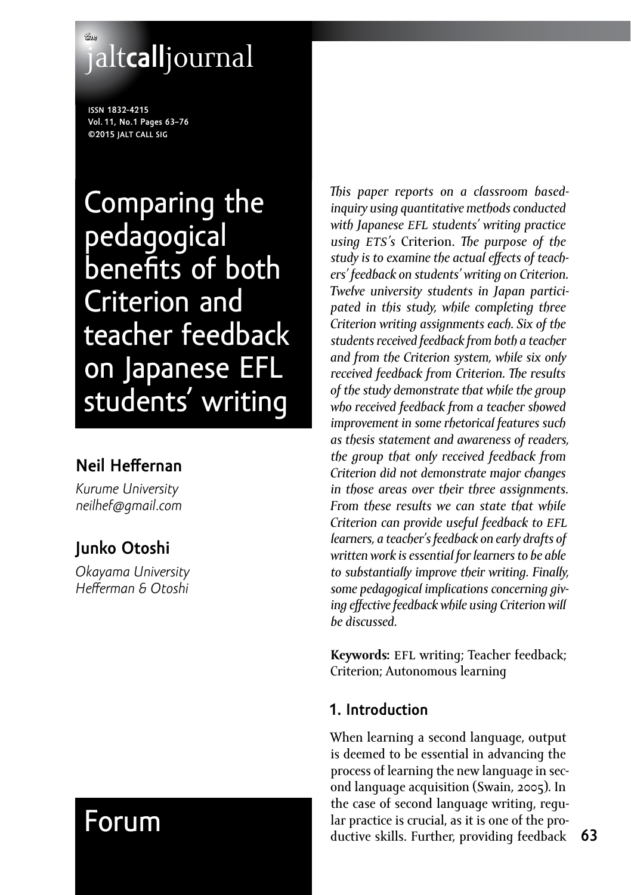# Comparing the pedagogical benefits of both Criterion and teacher feedback on Japanese EFL students' writing

**Neil Heffernan**
*Kurume University*
*neilhef@gmail.com*

**Junko Otoshi**
*Okayama University*
*Hefferman & Otoshi*

Forum

*This paper reports on a classroom based-inquiry using quantitative methods conducted with Japanese EFL students' writing practice using ETS's* Criterion. *The purpose of the study is to examine the actual effects of teachers' feedback on students' writing on Criterion. Twelve university students in Japan participated in this study, while completing three Criterion writing assignments each. Six of the students received feedback from both a teacher and from the Criterion system, while six only received feedback from Criterion. The results of the study demonstrate that while the group who received feedback from a teacher showed improvement in some rhetorical features such as thesis statement and awareness of readers, the group that only received feedback from Criterion did not demonstrate major changes in those areas over their three assignments. From these results we can state that while Criterion can provide useful feedback to EFL learners, a teacher's feedback on early drafts of written work is essential for learners to be able to substantially improve their writing. Finally, some pedagogical implications concerning giving effective feedback while using Criterion will be discussed.*

**Keywords:** EFL writing; Teacher feedback; Criterion; Autonomous learning

## 1. Introduction

When learning a second language, output is deemed to be essential in advancing the process of learning the new language in second language acquisition (Swain, 2005). In the case of second language writing, regular practice is crucial, as it is one of the productive skills. Further, providing feedback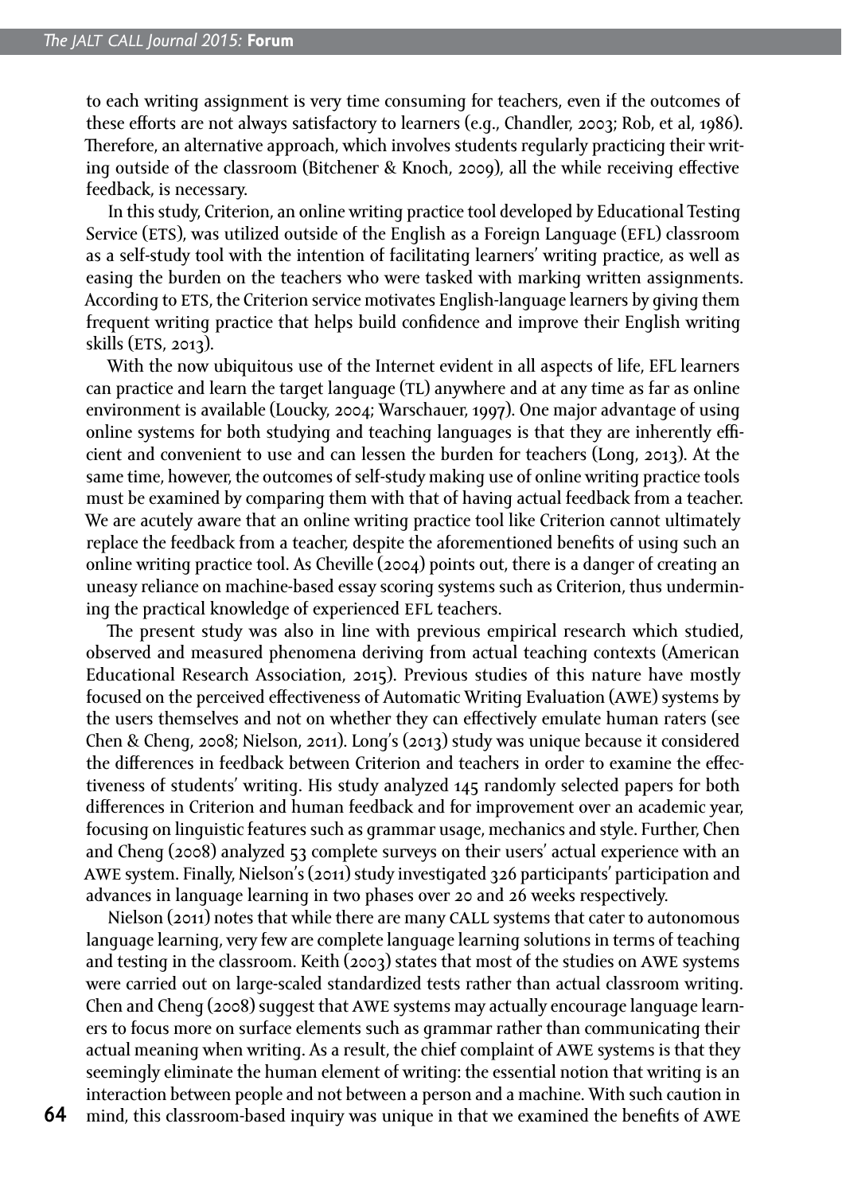to each writing assignment is very time consuming for teachers, even if the outcomes of these efforts are not always satisfactory to learners (e.g., Chandler, 2003; Rob, et al, 1986). Therefore, an alternative approach, which involves students regularly practicing their writing outside of the classroom (Bitchener & Knoch, 2009), all the while receiving effective feedback, is necessary.

In this study, Criterion, an online writing practice tool developed by Educational Testing Service (ETS), was utilized outside of the English as a Foreign Language (EFL) classroom as a self-study tool with the intention of facilitating learners' writing practice, as well as easing the burden on the teachers who were tasked with marking written assignments. According to ETS, the Criterion service motivates English-language learners by giving them frequent writing practice that helps build confidence and improve their English writing skills (ETS, 2013).

With the now ubiquitous use of the Internet evident in all aspects of life, EFL learners can practice and learn the target language (TL) anywhere and at any time as far as online environment is available (Loucky, 2004; Warschauer, 1997). One major advantage of using online systems for both studying and teaching languages is that they are inherently efficient and convenient to use and can lessen the burden for teachers (Long, 2013). At the same time, however, the outcomes of self-study making use of online writing practice tools must be examined by comparing them with that of having actual feedback from a teacher. We are acutely aware that an online writing practice tool like Criterion cannot ultimately replace the feedback from a teacher, despite the aforementioned benefits of using such an online writing practice tool. As Cheville (2004) points out, there is a danger of creating an uneasy reliance on machine-based essay scoring systems such as Criterion, thus undermining the practical knowledge of experienced EFL teachers.

The present study was also in line with previous empirical research which studied, observed and measured phenomena deriving from actual teaching contexts (American Educational Research Association, 2015). Previous studies of this nature have mostly focused on the perceived effectiveness of Automatic Writing Evaluation (AWE) systems by the users themselves and not on whether they can effectively emulate human raters (see Chen & Cheng, 2008; Nielson, 2011). Long's (2013) study was unique because it considered the differences in feedback between Criterion and teachers in order to examine the effectiveness of students' writing. His study analyzed 145 randomly selected papers for both differences in Criterion and human feedback and for improvement over an academic year, focusing on linguistic features such as grammar usage, mechanics and style. Further, Chen and Cheng (2008) analyzed 53 complete surveys on their users' actual experience with an AWE system. Finally, Nielson's (2011) study investigated 326 participants' participation and advances in language learning in two phases over 20 and 26 weeks respectively.

Nielson (2011) notes that while there are many CALL systems that cater to autonomous language learning, very few are complete language learning solutions in terms of teaching and testing in the classroom. Keith (2003) states that most of the studies on AWE systems were carried out on large-scaled standardized tests rather than actual classroom writing. Chen and Cheng (2008) suggest that AWE systems may actually encourage language learners to focus more on surface elements such as grammar rather than communicating their actual meaning when writing. As a result, the chief complaint of AWE systems is that they seemingly eliminate the human element of writing: the essential notion that writing is an interaction between people and not between a person and a machine. With such caution in mind, this classroom-based inquiry was unique in that we examined the benefits of AWE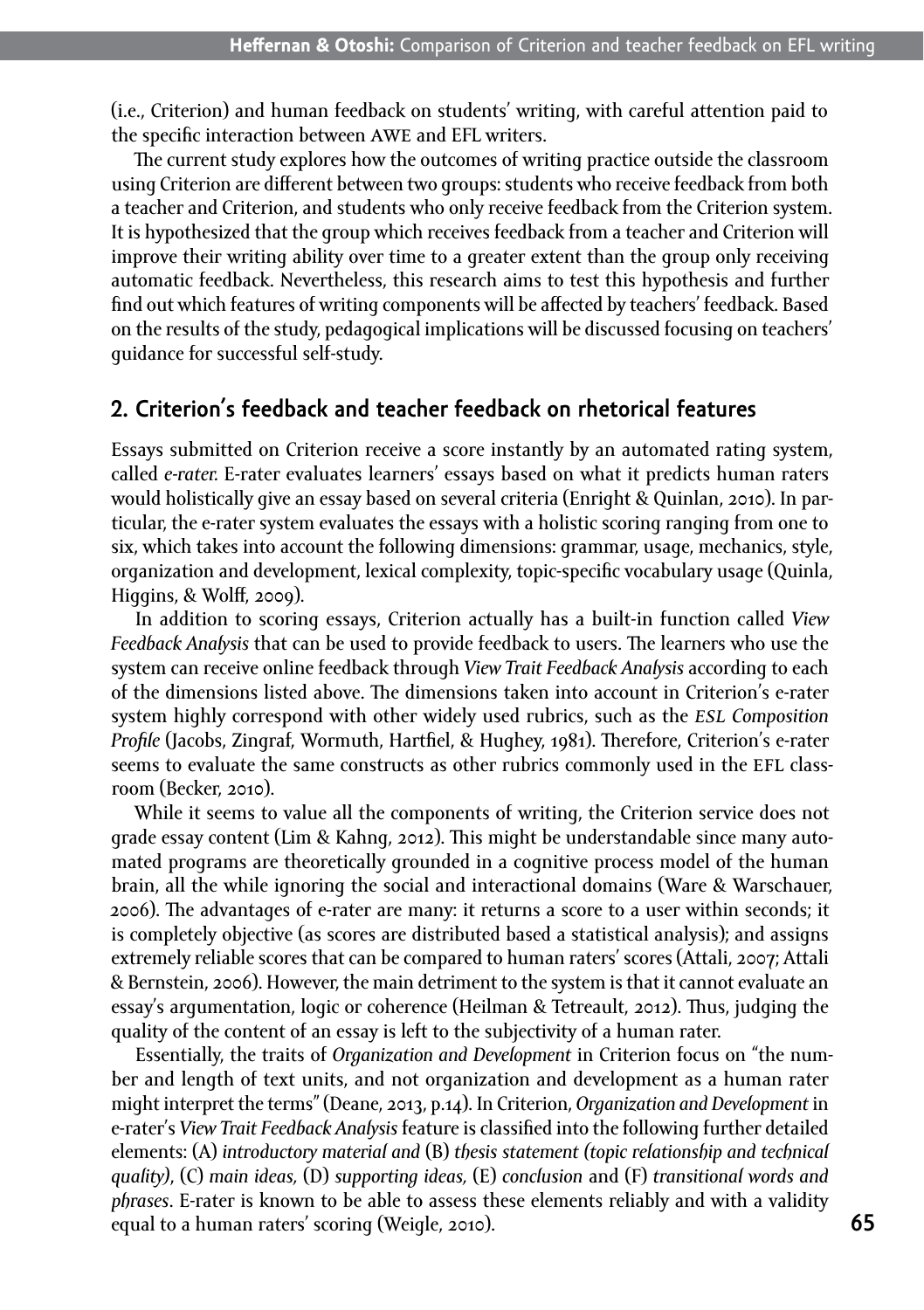(i.e., Criterion) and human feedback on students' writing, with careful attention paid to the specific interaction between AWE and EFL writers.

The current study explores how the outcomes of writing practice outside the classroom using Criterion are different between two groups: students who receive feedback from both a teacher and Criterion, and students who only receive feedback from the Criterion system. It is hypothesized that the group which receives feedback from a teacher and Criterion will improve their writing ability over time to a greater extent than the group only receiving automatic feedback. Nevertheless, this research aims to test this hypothesis and further find out which features of writing components will be affected by teachers' feedback. Based on the results of the study, pedagogical implications will be discussed focusing on teachers' guidance for successful self-study.

## 2. Criterion's feedback and teacher feedback on rhetorical features

Essays submitted on Criterion receive a score instantly by an automated rating system, called *e-rater.* E-rater evaluates learners' essays based on what it predicts human raters would holistically give an essay based on several criteria (Enright & Quinlan, 2010). In particular, the e-rater system evaluates the essays with a holistic scoring ranging from one to six, which takes into account the following dimensions: grammar, usage, mechanics, style, organization and development, lexical complexity, topic-specific vocabulary usage (Quinla, Higgins, & Wolff, 2009).

In addition to scoring essays, Criterion actually has a built-in function called *View Feedback Analysis* that can be used to provide feedback to users. The learners who use the system can receive online feedback through *View Trait Feedback Analysis* according to each of the dimensions listed above. The dimensions taken into account in Criterion's e-rater system highly correspond with other widely used rubrics, such as the *ESL Composition Profile* (Jacobs, Zingraf, Wormuth, Hartfiel, & Hughey, 1981). Therefore, Criterion's e-rater seems to evaluate the same constructs as other rubrics commonly used in the EFL classroom (Becker, 2010).

While it seems to value all the components of writing, the Criterion service does not grade essay content (Lim & Kahng, 2012). This might be understandable since many automated programs are theoretically grounded in a cognitive process model of the human brain, all the while ignoring the social and interactional domains (Ware & Warschauer, 2006). The advantages of e-rater are many: it returns a score to a user within seconds; it is completely objective (as scores are distributed based a statistical analysis); and assigns extremely reliable scores that can be compared to human raters' scores (Attali, 2007; Attali & Bernstein, 2006). However, the main detriment to the system is that it cannot evaluate an essay's argumentation, logic or coherence (Heilman & Tetreault, 2012). Thus, judging the quality of the content of an essay is left to the subjectivity of a human rater.

Essentially, the traits of *Organization and Development* in Criterion focus on "the number and length of text units, and not organization and development as a human rater might interpret the terms" (Deane, 2013, p.14). In Criterion, *Organization and Development* in e-rater's *View Trait Feedback Analysis* feature is classified into the following further detailed elements: (A) *introductory material and* (B) *thesis statement (topic relationship and technical quality)*, (C) *main ideas,* (D) *supporting ideas,* (E) *conclusion* and (F) *transitional words and phrases*. E-rater is known to be able to assess these elements reliably and with a validity equal to a human raters' scoring (Weigle, 2010).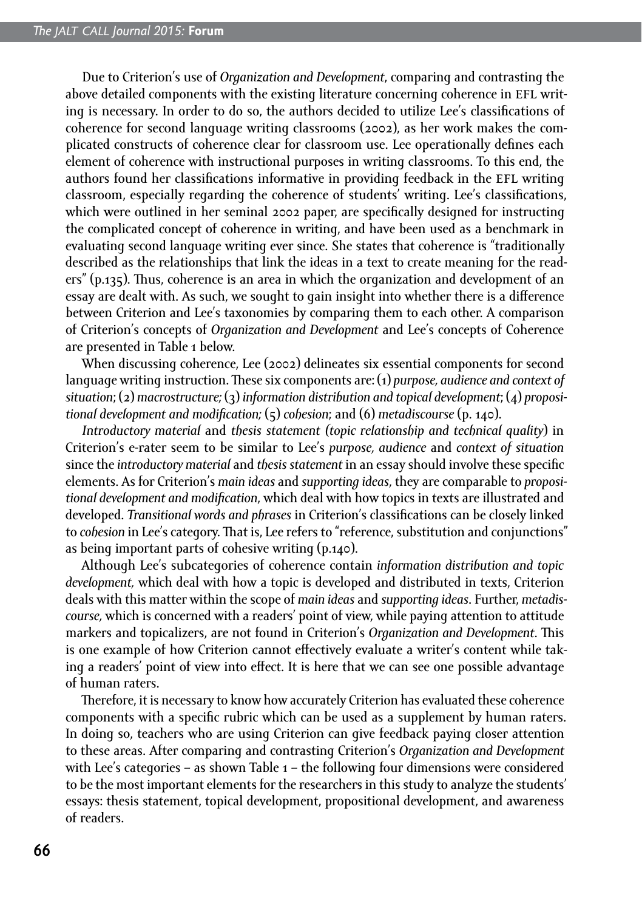Due to Criterion's use of *Organization and Development*, comparing and contrasting the above detailed components with the existing literature concerning coherence in EFL writing is necessary. In order to do so, the authors decided to utilize Lee's classifications of coherence for second language writing classrooms (2002), as her work makes the complicated constructs of coherence clear for classroom use. Lee operationally defines each element of coherence with instructional purposes in writing classrooms. To this end, the authors found her classifications informative in providing feedback in the EFL writing classroom, especially regarding the coherence of students' writing. Lee's classifications, which were outlined in her seminal 2002 paper, are specifically designed for instructing the complicated concept of coherence in writing, and have been used as a benchmark in evaluating second language writing ever since. She states that coherence is "traditionally described as the relationships that link the ideas in a text to create meaning for the readers" (p.135). Thus, coherence is an area in which the organization and development of an essay are dealt with. As such, we sought to gain insight into whether there is a difference between Criterion and Lee's taxonomies by comparing them to each other. A comparison of Criterion's concepts of *Organization and Development* and Lee's concepts of Coherence are presented in Table 1 below.

When discussing coherence, Lee (2002) delineates six essential components for second language writing instruction. These six components are: (1) *purpose, audience and context of situation*; (2) *macrostructure;* (3) *information distribution and topical development*; (4) *propositional development and modification;* (5) *cohesion*; and (6) *metadiscourse* (p. 140).

*Introductory material* and *thesis statement (topic relationship and technical quality)* in Criterion's e-rater seem to be similar to Lee's *purpose, audience* and *context of situation* since the *introductory material* and *thesis statement* in an essay should involve these specific elements. As for Criterion's *main ideas* and *supporting ideas*, they are comparable to *propositional development and modification*, which deal with how topics in texts are illustrated and developed. *Transitional words and phrases* in Criterion's classifications can be closely linked to *cohesion* in Lee's category. That is, Lee refers to "reference, substitution and conjunctions" as being important parts of cohesive writing (p.140).

Although Lee's subcategories of coherence contain *information distribution and topic development,* which deal with how a topic is developed and distributed in texts, Criterion deals with this matter within the scope of *main ideas* and *supporting ideas*. Further, *metadiscourse,* which is concerned with a readers' point of view, while paying attention to attitude markers and topicalizers, are not found in Criterion's *Organization and Development*. This is one example of how Criterion cannot effectively evaluate a writer's content while taking a readers' point of view into effect. It is here that we can see one possible advantage of human raters.

Therefore, it is necessary to know how accurately Criterion has evaluated these coherence components with a specific rubric which can be used as a supplement by human raters. In doing so, teachers who are using Criterion can give feedback paying closer attention to these areas. After comparing and contrasting Criterion's *Organization and Development* with Lee's categories – as shown Table 1 – the following four dimensions were considered to be the most important elements for the researchers in this study to analyze the students' essays: thesis statement, topical development, propositional development, and awareness of readers.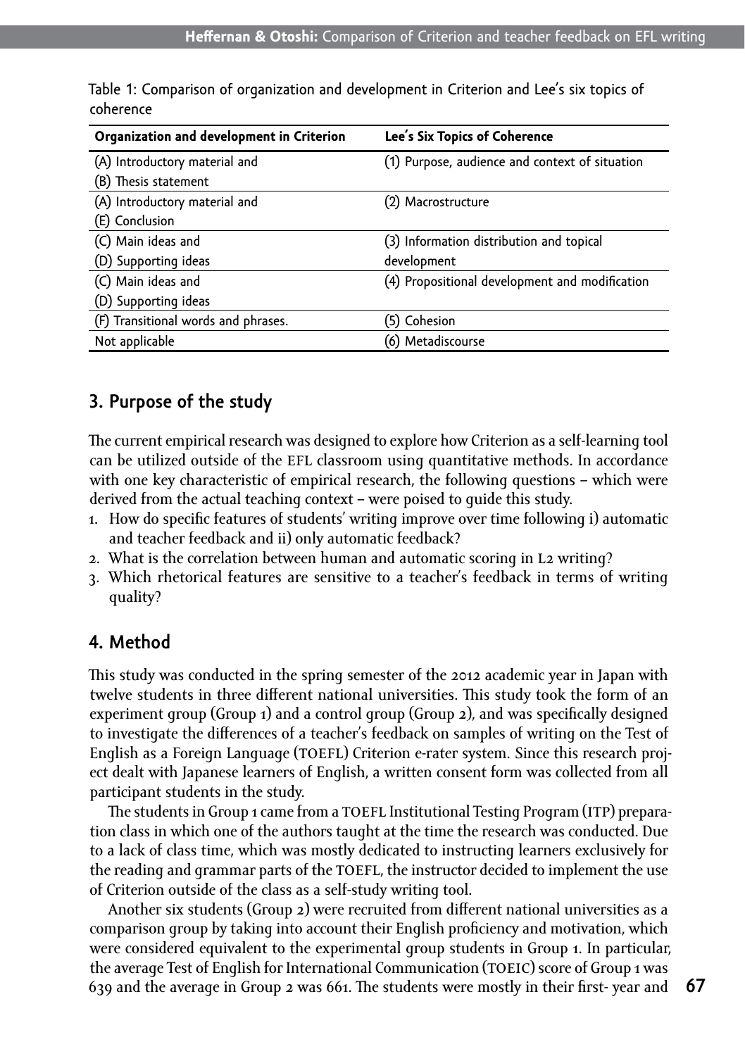Table 1: Comparison of organization and development in Criterion and Lee's six topics of coherence

| Organization and development in Criterion | Lee's Six Topics of Coherence |
|---|---|
| (A) Introductory material and (B) Thesis statement | (1) Purpose, audience and context of situation |
| (A) Introductory material and (E) Conclusion | (2) Macrostructure |
| (C) Main ideas and (D) Supporting ideas | (3) Information distribution and topical development |
| (C) Main ideas and (D) Supporting ideas | (4) Propositional development and modification |
| (F) Transitional words and phrases. | (5) Cohesion |
| Not applicable | (6) Metadiscourse |

## 3. Purpose of the study

The current empirical research was designed to explore how Criterion as a self-learning tool can be utilized outside of the EFL classroom using quantitative methods. In accordance with one key characteristic of empirical research, the following questions – which were derived from the actual teaching context – were poised to guide this study.

1. How do specific features of students' writing improve over time following i) automatic and teacher feedback and ii) only automatic feedback?
2. What is the correlation between human and automatic scoring in L2 writing?
3. Which rhetorical features are sensitive to a teacher's feedback in terms of writing quality?

## 4. Method

This study was conducted in the spring semester of the 2012 academic year in Japan with twelve students in three different national universities. This study took the form of an experiment group (Group 1) and a control group (Group 2), and was specifically designed to investigate the differences of a teacher's feedback on samples of writing on the Test of English as a Foreign Language (TOEFL) Criterion e-rater system. Since this research project dealt with Japanese learners of English, a written consent form was collected from all participant students in the study.

The students in Group 1 came from a TOEFL Institutional Testing Program (ITP) preparation class in which one of the authors taught at the time the research was conducted. Due to a lack of class time, which was mostly dedicated to instructing learners exclusively for the reading and grammar parts of the TOEFL, the instructor decided to implement the use of Criterion outside of the class as a self-study writing tool.

Another six students (Group 2) were recruited from different national universities as a comparison group by taking into account their English proficiency and motivation, which were considered equivalent to the experimental group students in Group 1. In particular, the average Test of English for International Communication (TOEIC) score of Group 1 was 639 and the average in Group 2 was 661. The students were mostly in their first- year and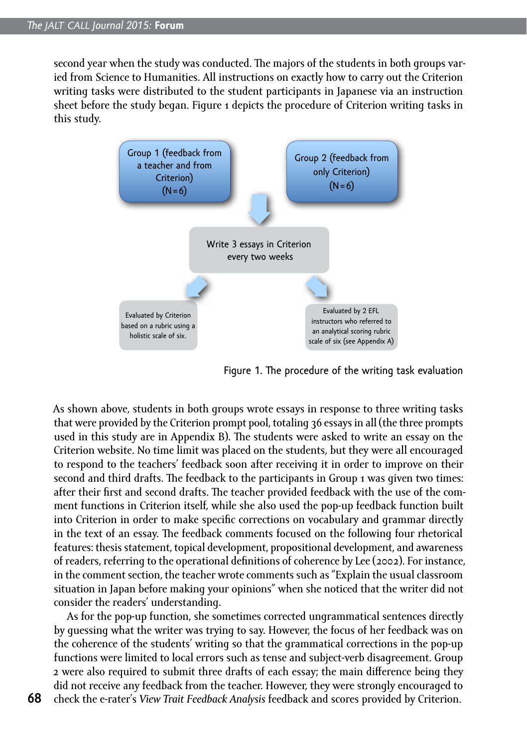second year when the study was conducted. The majors of the students in both groups varied from Science to Humanities. All instructions on exactly how to carry out the Criterion writing tasks were distributed to the student participants in Japanese via an instruction sheet before the study began. Figure 1 depicts the procedure of Criterion writing tasks in this study.

Group 1 (feedback from a teacher and from Criterion) (N=6)

Group 2 (feedback from only Criterion) (N=6)

Write 3 essays in Criterion every two weeks

Evaluated by Criterion based on a rubric using a holistic scale of six.

Evaluated by 2 EFL instructors who referred to an analytical scoring rubric scale of six (see Appendix A)

Figure 1. The procedure of the writing task evaluation

As shown above, students in both groups wrote essays in response to three writing tasks that were provided by the Criterion prompt pool, totaling 36 essays in all (the three prompts used in this study are in Appendix B). The students were asked to write an essay on the Criterion website. No time limit was placed on the students, but they were all encouraged to respond to the teachers' feedback soon after receiving it in order to improve on their second and third drafts. The feedback to the participants in Group 1 was given two times: after their first and second drafts. The teacher provided feedback with the use of the comment functions in Criterion itself, while she also used the pop-up feedback function built into Criterion in order to make specific corrections on vocabulary and grammar directly in the text of an essay. The feedback comments focused on the following four rhetorical features: thesis statement, topical development, propositional development, and awareness of readers, referring to the operational definitions of coherence by Lee (2002). For instance, in the comment section, the teacher wrote comments such as "Explain the usual classroom situation in Japan before making your opinions" when she noticed that the writer did not consider the readers' understanding.

As for the pop-up function, she sometimes corrected ungrammatical sentences directly by guessing what the writer was trying to say. However, the focus of her feedback was on the coherence of the students' writing so that the grammatical corrections in the pop-up functions were limited to local errors such as tense and subject-verb disagreement. Group 2 were also required to submit three drafts of each essay; the main difference being they did not receive any feedback from the teacher. However, they were strongly encouraged to check the e-rater's *View Trait Feedback Analysis* feedback and scores provided by Criterion.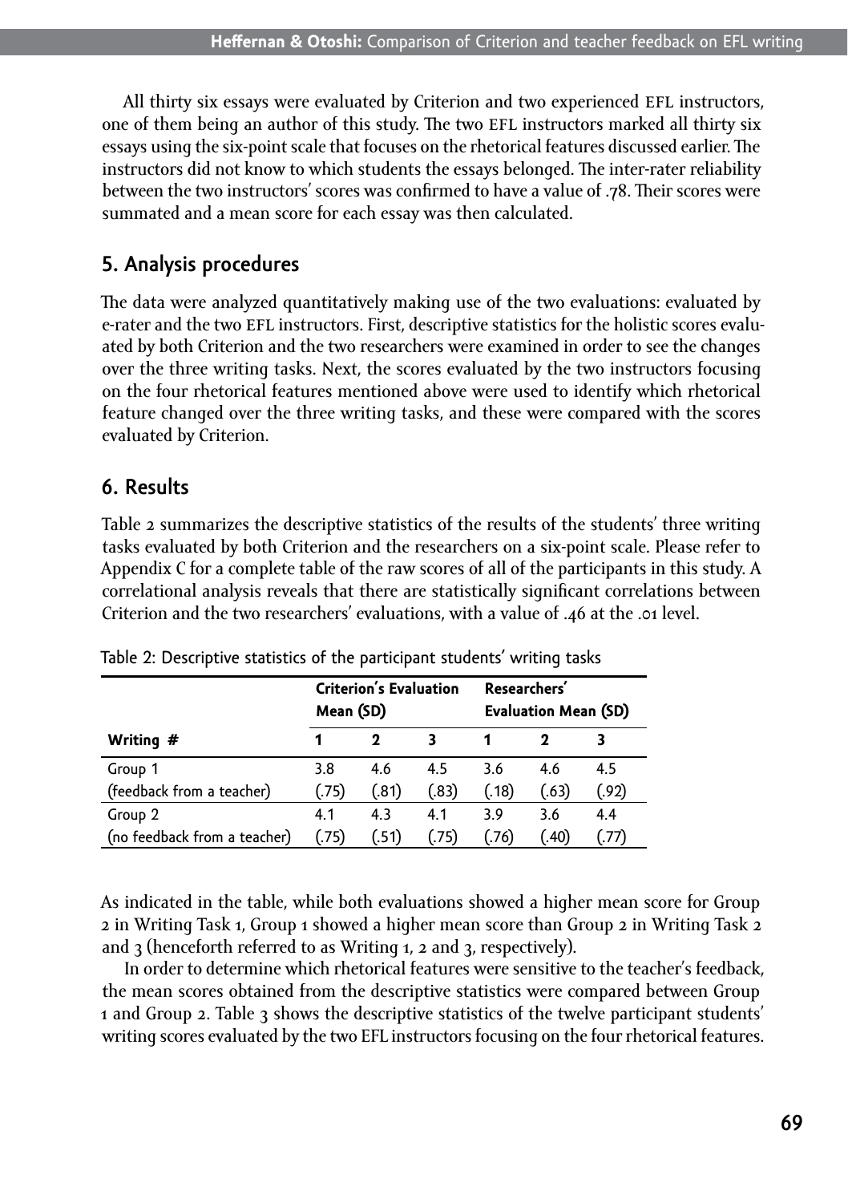All thirty six essays were evaluated by Criterion and two experienced EFL instructors, one of them being an author of this study. The two EFL instructors marked all thirty six essays using the six-point scale that focuses on the rhetorical features discussed earlier. The instructors did not know to which students the essays belonged. The inter-rater reliability between the two instructors' scores was confirmed to have a value of .78. Their scores were summated and a mean score for each essay was then calculated.

## 5. Analysis procedures

The data were analyzed quantitatively making use of the two evaluations: evaluated by e-rater and the two EFL instructors. First, descriptive statistics for the holistic scores evaluated by both Criterion and the two researchers were examined in order to see the changes over the three writing tasks. Next, the scores evaluated by the two instructors focusing on the four rhetorical features mentioned above were used to identify which rhetorical feature changed over the three writing tasks, and these were compared with the scores evaluated by Criterion.

## 6. Results

Table 2 summarizes the descriptive statistics of the results of the students' three writing tasks evaluated by both Criterion and the researchers on a six-point scale. Please refer to Appendix C for a complete table of the raw scores of all of the participants in this study. A correlational analysis reveals that there are statistically significant correlations between Criterion and the two researchers' evaluations, with a value of .46 at the .01 level.

Table 2: Descriptive statistics of the participant students' writing tasks

| | Criterion's Evaluation Mean (SD) | | | Researchers' Evaluation Mean (SD) | | |
|---|---|---|---|---|---|---|
| **Writing #** | **1** | **2** | **3** | **1** | **2** | **3** |
| Group 1 (feedback from a teacher) | 3.8 (.75) | 4.6 (.81) | 4.5 (.83) | 3.6 (.18) | 4.6 (.63) | 4.5 (.92) |
| Group 2 (no feedback from a teacher) | 4.1 (.75) | 4.3 (.51) | 4.1 (.75) | 3.9 (.76) | 3.6 (.40) | 4.4 (.77) |

As indicated in the table, while both evaluations showed a higher mean score for Group 2 in Writing Task 1, Group 1 showed a higher mean score than Group 2 in Writing Task 2 and 3 (henceforth referred to as Writing 1, 2 and 3, respectively).

In order to determine which rhetorical features were sensitive to the teacher's feedback, the mean scores obtained from the descriptive statistics were compared between Group 1 and Group 2. Table 3 shows the descriptive statistics of the twelve participant students' writing scores evaluated by the two EFL instructors focusing on the four rhetorical features.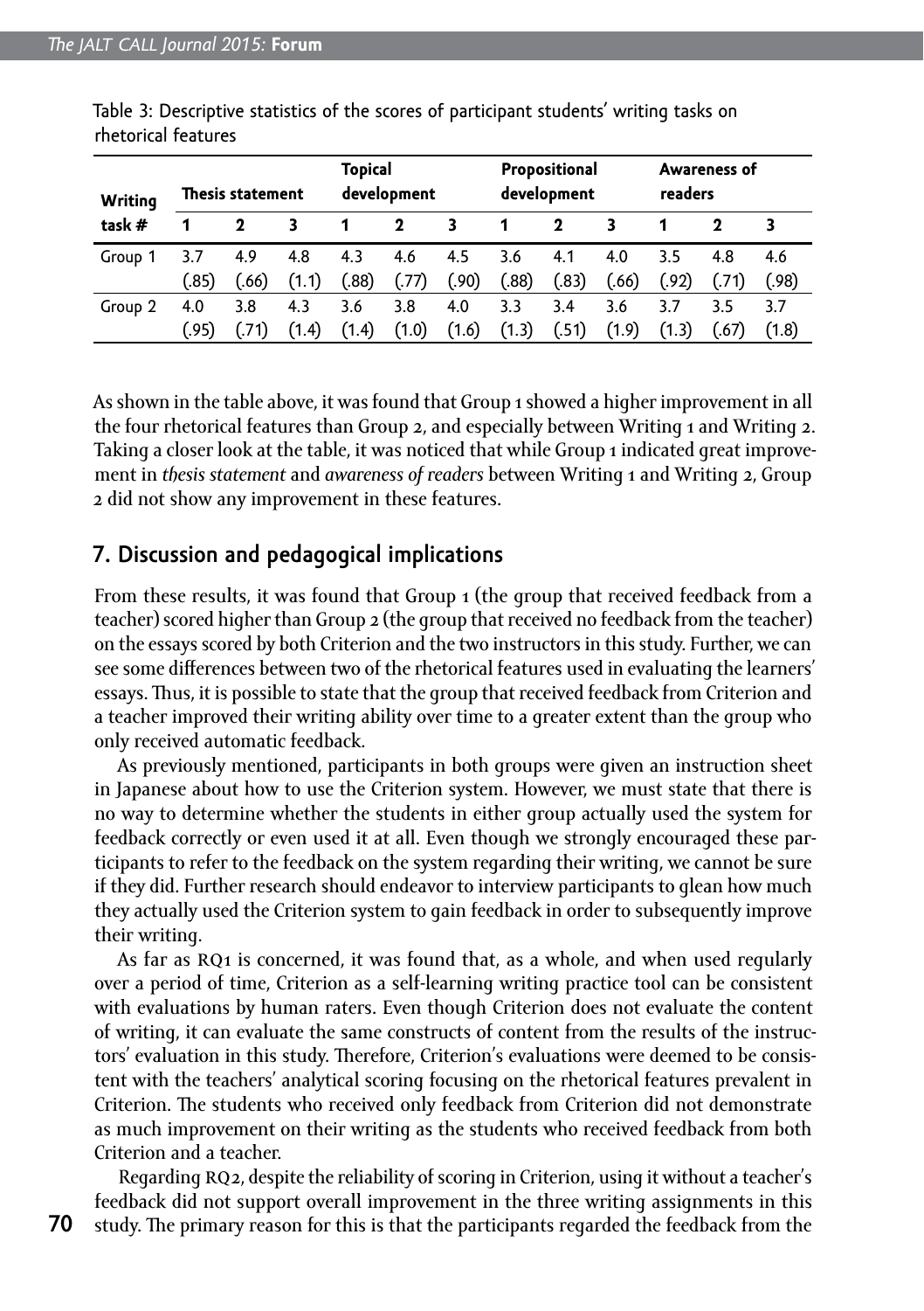Table 3: Descriptive statistics of the scores of participant students' writing tasks on rhetorical features

| Writing task # | Thesis statement | | | Topical development | | | Propositional development | | | Awareness of readers | | |
|---|---|---|---|---|---|---|---|---|---|---|---|---|
| | 1 | 2 | 3 | 1 | 2 | 3 | 1 | 2 | 3 | 1 | 2 | 3 |
| Group 1 | 3.7 (.85) | 4.9 (.66) | 4.8 (1.1) | 4.3 (.88) | 4.6 (.77) | 4.5 (.90) | 3.6 (.88) | 4.1 (.83) | 4.0 (.66) | 3.5 (.92) | 4.8 (.71) | 4.6 (.98) |
| Group 2 | 4.0 (.95) | 3.8 (.71) | 4.3 (1.4) | 3.6 (1.4) | 3.8 (1.0) | 4.0 (1.6) | 3.3 (1.3) | 3.4 (.51) | 3.6 (1.9) | 3.7 (1.3) | 3.5 (.67) | 3.7 (1.8) |

As shown in the table above, it was found that Group 1 showed a higher improvement in all the four rhetorical features than Group 2, and especially between Writing 1 and Writing 2. Taking a closer look at the table, it was noticed that while Group 1 indicated great improvement in *thesis statement* and *awareness of readers* between Writing 1 and Writing 2, Group 2 did not show any improvement in these features.

## 7. Discussion and pedagogical implications

From these results, it was found that Group 1 (the group that received feedback from a teacher) scored higher than Group 2 (the group that received no feedback from the teacher) on the essays scored by both Criterion and the two instructors in this study. Further, we can see some differences between two of the rhetorical features used in evaluating the learners' essays. Thus, it is possible to state that the group that received feedback from Criterion and a teacher improved their writing ability over time to a greater extent than the group who only received automatic feedback.

As previously mentioned, participants in both groups were given an instruction sheet in Japanese about how to use the Criterion system. However, we must state that there is no way to determine whether the students in either group actually used the system for feedback correctly or even used it at all. Even though we strongly encouraged these participants to refer to the feedback on the system regarding their writing, we cannot be sure if they did. Further research should endeavor to interview participants to glean how much they actually used the Criterion system to gain feedback in order to subsequently improve their writing.

As far as RQ1 is concerned, it was found that, as a whole, and when used regularly over a period of time, Criterion as a self-learning writing practice tool can be consistent with evaluations by human raters. Even though Criterion does not evaluate the content of writing, it can evaluate the same constructs of content from the results of the instructors' evaluation in this study. Therefore, Criterion's evaluations were deemed to be consistent with the teachers' analytical scoring focusing on the rhetorical features prevalent in Criterion. The students who received only feedback from Criterion did not demonstrate as much improvement on their writing as the students who received feedback from both Criterion and a teacher.

Regarding RQ2, despite the reliability of scoring in Criterion, using it without a teacher's feedback did not support overall improvement in the three writing assignments in this study. The primary reason for this is that the participants regarded the feedback from the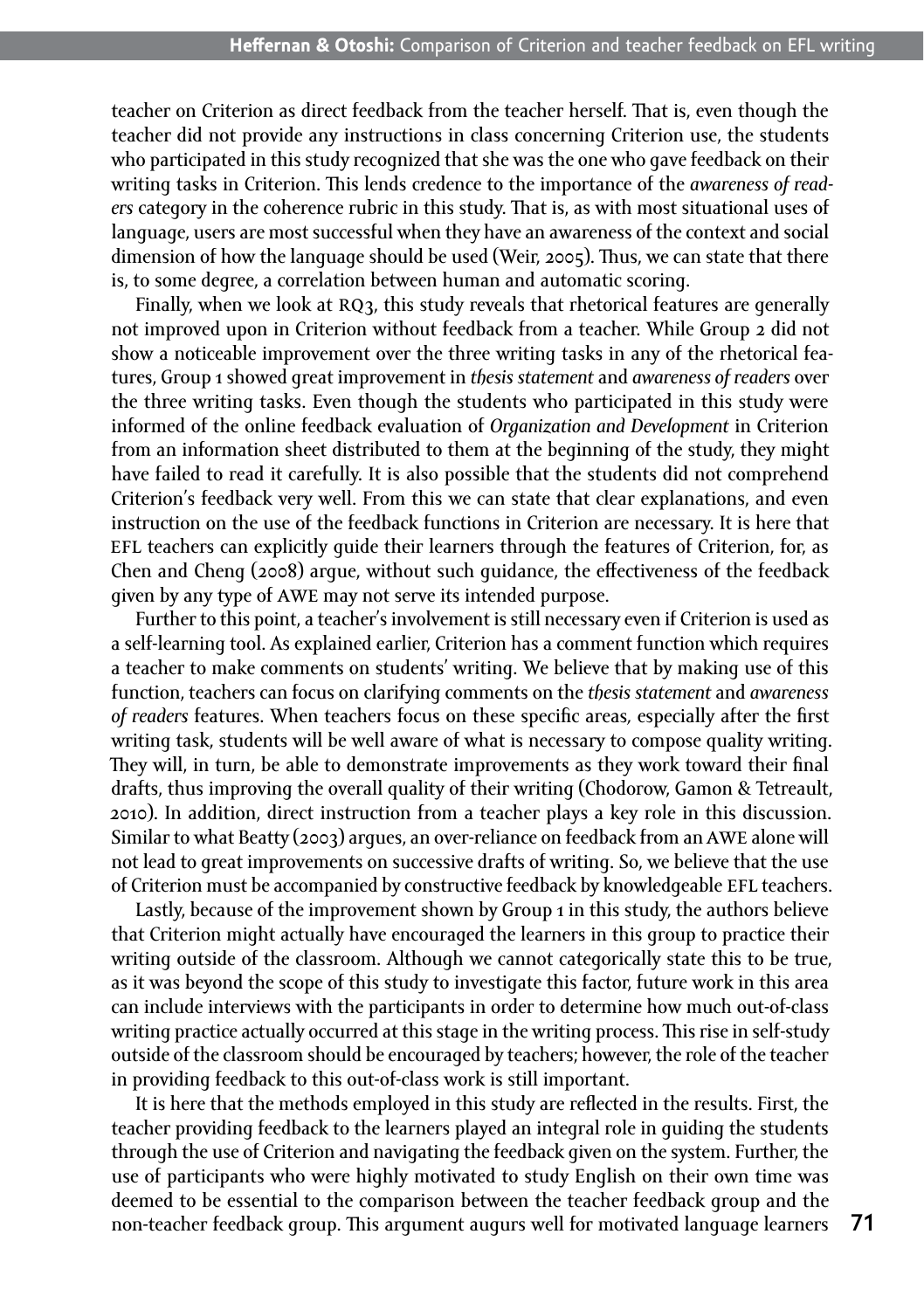teacher on Criterion as direct feedback from the teacher herself. That is, even though the teacher did not provide any instructions in class concerning Criterion use, the students who participated in this study recognized that she was the one who gave feedback on their writing tasks in Criterion. This lends credence to the importance of the *awareness of readers* category in the coherence rubric in this study. That is, as with most situational uses of language, users are most successful when they have an awareness of the context and social dimension of how the language should be used (Weir, 2005). Thus, we can state that there is, to some degree, a correlation between human and automatic scoring.

Finally, when we look at RQ3, this study reveals that rhetorical features are generally not improved upon in Criterion without feedback from a teacher. While Group 2 did not show a noticeable improvement over the three writing tasks in any of the rhetorical features, Group 1 showed great improvement in *thesis statement* and *awareness of readers* over the three writing tasks. Even though the students who participated in this study were informed of the online feedback evaluation of *Organization and Development* in Criterion from an information sheet distributed to them at the beginning of the study, they might have failed to read it carefully. It is also possible that the students did not comprehend Criterion's feedback very well. From this we can state that clear explanations, and even instruction on the use of the feedback functions in Criterion are necessary. It is here that EFL teachers can explicitly guide their learners through the features of Criterion, for, as Chen and Cheng (2008) argue, without such guidance, the effectiveness of the feedback given by any type of AWE may not serve its intended purpose.

Further to this point, a teacher's involvement is still necessary even if Criterion is used as a self-learning tool. As explained earlier, Criterion has a comment function which requires a teacher to make comments on students' writing. We believe that by making use of this function, teachers can focus on clarifying comments on the *thesis statement* and *awareness of readers* features. When teachers focus on these specific areas, especially after the first writing task, students will be well aware of what is necessary to compose quality writing. They will, in turn, be able to demonstrate improvements as they work toward their final drafts, thus improving the overall quality of their writing (Chodorow, Gamon & Tetreault, 2010). In addition, direct instruction from a teacher plays a key role in this discussion. Similar to what Beatty (2003) argues, an over-reliance on feedback from an AWE alone will not lead to great improvements on successive drafts of writing. So, we believe that the use of Criterion must be accompanied by constructive feedback by knowledgeable EFL teachers.

Lastly, because of the improvement shown by Group 1 in this study, the authors believe that Criterion might actually have encouraged the learners in this group to practice their writing outside of the classroom. Although we cannot categorically state this to be true, as it was beyond the scope of this study to investigate this factor, future work in this area can include interviews with the participants in order to determine how much out-of-class writing practice actually occurred at this stage in the writing process. This rise in self-study outside of the classroom should be encouraged by teachers; however, the role of the teacher in providing feedback to this out-of-class work is still important.

It is here that the methods employed in this study are reflected in the results. First, the teacher providing feedback to the learners played an integral role in guiding the students through the use of Criterion and navigating the feedback given on the system. Further, the use of participants who were highly motivated to study English on their own time was deemed to be essential to the comparison between the teacher feedback group and the non-teacher feedback group. This argument augurs well for motivated language learners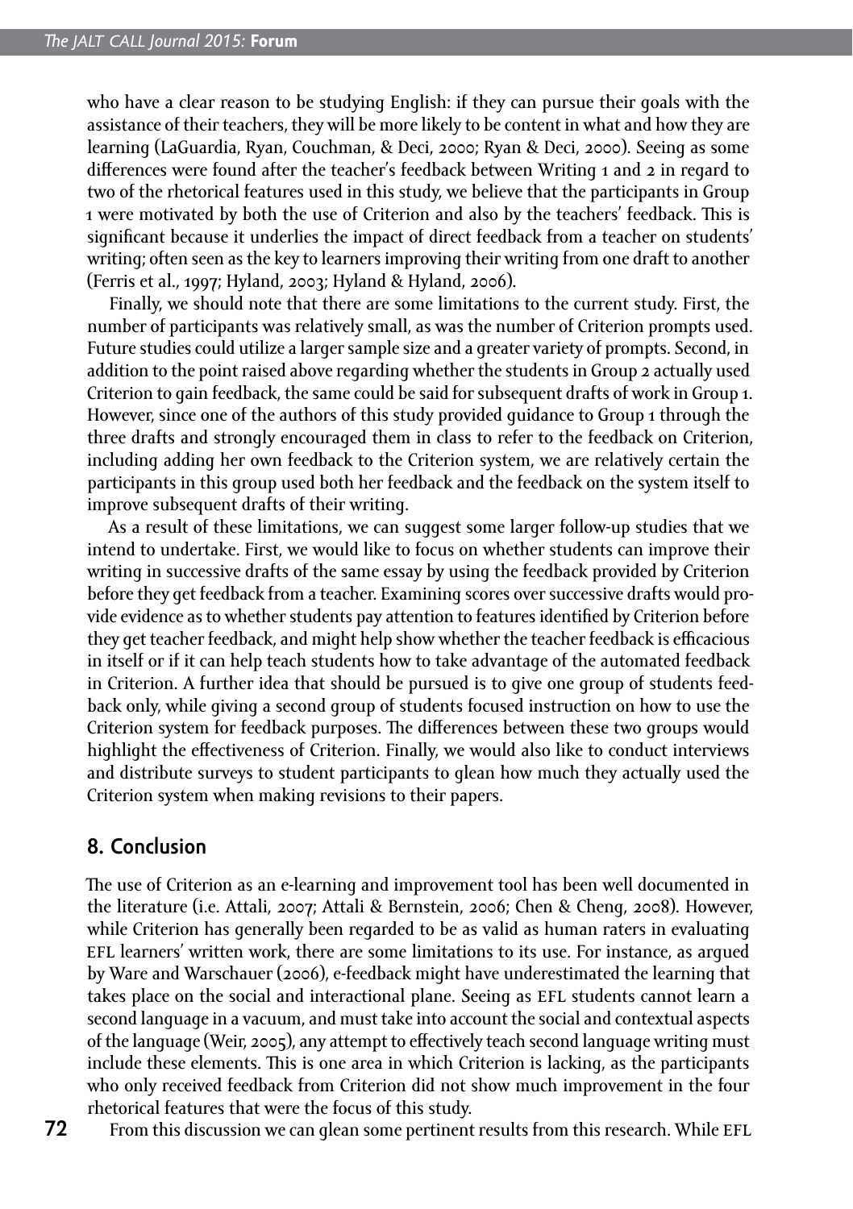who have a clear reason to be studying English: if they can pursue their goals with the assistance of their teachers, they will be more likely to be content in what and how they are learning (LaGuardia, Ryan, Couchman, & Deci, 2000; Ryan & Deci, 2000). Seeing as some differences were found after the teacher's feedback between Writing 1 and 2 in regard to two of the rhetorical features used in this study, we believe that the participants in Group 1 were motivated by both the use of Criterion and also by the teachers' feedback. This is significant because it underlies the impact of direct feedback from a teacher on students' writing; often seen as the key to learners improving their writing from one draft to another (Ferris et al., 1997; Hyland, 2003; Hyland & Hyland, 2006).

Finally, we should note that there are some limitations to the current study. First, the number of participants was relatively small, as was the number of Criterion prompts used. Future studies could utilize a larger sample size and a greater variety of prompts. Second, in addition to the point raised above regarding whether the students in Group 2 actually used Criterion to gain feedback, the same could be said for subsequent drafts of work in Group 1. However, since one of the authors of this study provided guidance to Group 1 through the three drafts and strongly encouraged them in class to refer to the feedback on Criterion, including adding her own feedback to the Criterion system, we are relatively certain the participants in this group used both her feedback and the feedback on the system itself to improve subsequent drafts of their writing.

As a result of these limitations, we can suggest some larger follow-up studies that we intend to undertake. First, we would like to focus on whether students can improve their writing in successive drafts of the same essay by using the feedback provided by Criterion before they get feedback from a teacher. Examining scores over successive drafts would provide evidence as to whether students pay attention to features identified by Criterion before they get teacher feedback, and might help show whether the teacher feedback is efficacious in itself or if it can help teach students how to take advantage of the automated feedback in Criterion. A further idea that should be pursued is to give one group of students feedback only, while giving a second group of students focused instruction on how to use the Criterion system for feedback purposes. The differences between these two groups would highlight the effectiveness of Criterion. Finally, we would also like to conduct interviews and distribute surveys to student participants to glean how much they actually used the Criterion system when making revisions to their papers.

## 8. Conclusion

The use of Criterion as an e-learning and improvement tool has been well documented in the literature (i.e. Attali, 2007; Attali & Bernstein, 2006; Chen & Cheng, 2008). However, while Criterion has generally been regarded to be as valid as human raters in evaluating EFL learners' written work, there are some limitations to its use. For instance, as argued by Ware and Warschauer (2006), e-feedback might have underestimated the learning that takes place on the social and interactional plane. Seeing as EFL students cannot learn a second language in a vacuum, and must take into account the social and contextual aspects of the language (Weir, 2005), any attempt to effectively teach second language writing must include these elements. This is one area in which Criterion is lacking, as the participants who only received feedback from Criterion did not show much improvement in the four rhetorical features that were the focus of this study.

From this discussion we can glean some pertinent results from this research. While EFL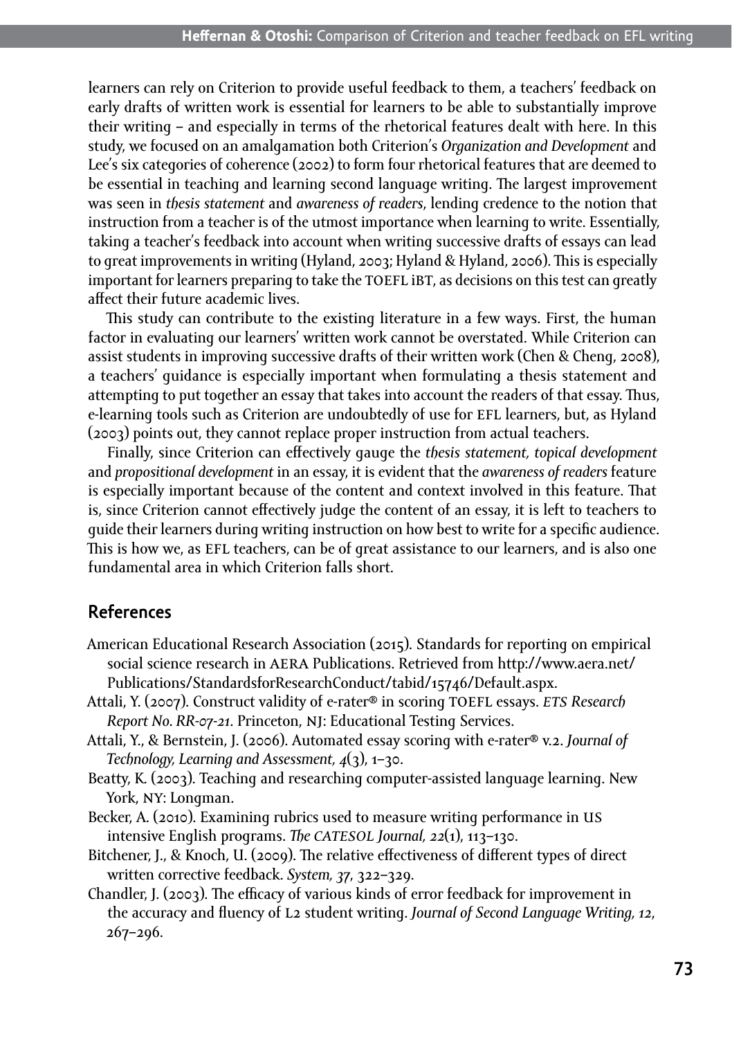learners can rely on Criterion to provide useful feedback to them, a teachers' feedback on early drafts of written work is essential for learners to be able to substantially improve their writing – and especially in terms of the rhetorical features dealt with here. In this study, we focused on an amalgamation both Criterion's *Organization and Development* and Lee's six categories of coherence (2002) to form four rhetorical features that are deemed to be essential in teaching and learning second language writing. The largest improvement was seen in *thesis statement* and *awareness of readers*, lending credence to the notion that instruction from a teacher is of the utmost importance when learning to write. Essentially, taking a teacher's feedback into account when writing successive drafts of essays can lead to great improvements in writing (Hyland, 2003; Hyland & Hyland, 2006). This is especially important for learners preparing to take the TOEFL iBT, as decisions on this test can greatly affect their future academic lives.

This study can contribute to the existing literature in a few ways. First, the human factor in evaluating our learners' written work cannot be overstated. While Criterion can assist students in improving successive drafts of their written work (Chen & Cheng, 2008), a teachers' guidance is especially important when formulating a thesis statement and attempting to put together an essay that takes into account the readers of that essay. Thus, e-learning tools such as Criterion are undoubtedly of use for EFL learners, but, as Hyland (2003) points out, they cannot replace proper instruction from actual teachers.

Finally, since Criterion can effectively gauge the *thesis statement, topical development* and *propositional development* in an essay, it is evident that the *awareness of readers* feature is especially important because of the content and context involved in this feature. That is, since Criterion cannot effectively judge the content of an essay, it is left to teachers to guide their learners during writing instruction on how best to write for a specific audience. This is how we, as EFL teachers, can be of great assistance to our learners, and is also one fundamental area in which Criterion falls short.

## References

American Educational Research Association (2015). Standards for reporting on empirical social science research in AERA Publications. Retrieved from http://www.aera.net/Publications/StandardsforResearchConduct/tabid/15746/Default.aspx.

Attali, Y. (2007). Construct validity of e-rater® in scoring TOEFL essays. *ETS Research Report No. RR-07-21*. Princeton, NJ: Educational Testing Services.

Attali, Y., & Bernstein, J. (2006). Automated essay scoring with e-rater® v.2. *Journal of Technology, Learning and Assessment, 4*(3), 1–30.

Beatty, K. (2003). Teaching and researching computer-assisted language learning. New York, NY: Longman.

Becker, A. (2010). Examining rubrics used to measure writing performance in US intensive English programs. *The CATESOL Journal, 22*(1), 113–130.

Bitchener, J., & Knoch, U. (2009). The relative effectiveness of different types of direct written corrective feedback. *System, 37*, 322–329.

Chandler, J. (2003). The efficacy of various kinds of error feedback for improvement in the accuracy and fluency of L2 student writing. *Journal of Second Language Writing, 12*, 267–296.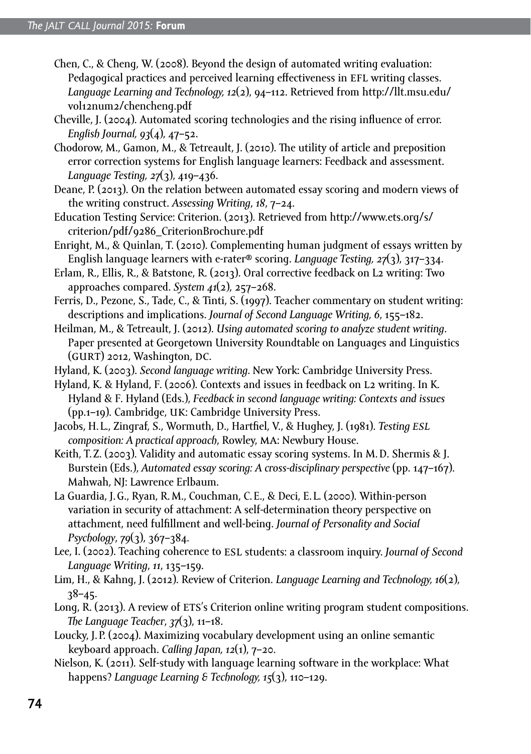Chen, C., & Cheng, W. (2008). Beyond the design of automated writing evaluation: Pedagogical practices and perceived learning effectiveness in EFL writing classes. *Language Learning and Technology, 12*(2), 94–112. Retrieved from http://llt.msu.edu/vol12num2/chencheng.pdf

Cheville, J. (2004). Automated scoring technologies and the rising influence of error. *English Journal, 93*(4), 47–52.

Chodorow, M., Gamon, M., & Tetreault, J. (2010). The utility of article and preposition error correction systems for English language learners: Feedback and assessment. *Language Testing, 27*(3), 419–436.

Deane, P. (2013). On the relation between automated essay scoring and modern views of the writing construct. *Assessing Writing, 18*, 7–24.

Education Testing Service: Criterion. (2013). Retrieved from http://www.ets.org/s/criterion/pdf/9286_CriterionBrochure.pdf

Enright, M., & Quinlan, T. (2010). Complementing human judgment of essays written by English language learners with e-rater® scoring. *Language Testing, 27*(3), 317–334.

Erlam, R., Ellis, R., & Batstone, R. (2013). Oral corrective feedback on L2 writing: Two approaches compared. *System 41*(2), 257–268.

Ferris, D., Pezone, S., Tade, C., & Tinti, S. (1997). Teacher commentary on student writing: descriptions and implications. *Journal of Second Language Writing, 6*, 155–182.

Heilman, M., & Tetreault, J. (2012). *Using automated scoring to analyze student writing*. Paper presented at Georgetown University Roundtable on Languages and Linguistics (GURT) 2012, Washington, DC.

Hyland, K. (2003). *Second language writing.* New York: Cambridge University Press.

Hyland, K. & Hyland, F. (2006). Contexts and issues in feedback on L2 writing. In K. Hyland & F. Hyland (Eds.), *Feedback in second language writing: Contexts and issues* (pp.1–19). Cambridge, UK: Cambridge University Press.

Jacobs, H.L., Zingraf, S., Wormuth, D., Hartfiel, V., & Hughey, J. (1981). *Testing ESL composition: A practical approach*, Rowley, MA: Newbury House.

Keith, T.Z. (2003). Validity and automatic essay scoring systems. In M.D. Shermis & J. Burstein (Eds.), *Automated essay scoring: A cross-disciplinary perspective* (pp. 147–167). Mahwah, NJ: Lawrence Erlbaum.

La Guardia, J.G., Ryan, R.M., Couchman, C.E., & Deci, E.L. (2000). Within-person variation in security of attachment: A self-determination theory perspective on attachment, need fulfillment and well-being. *Journal of Personality and Social Psychology*, *79*(3), 367–384.

Lee, I. (2002). Teaching coherence to ESL students: a classroom inquiry. *Journal of Second Language Writing*, *11*, 135–159.

Lim, H., & Kahng, J. (2012). Review of Criterion. *Language Learning and Technology, 16*(2), 38–45.

Long, R. (2013). A review of ETS's Criterion online writing program student compositions. *The Language Teacher*, *37*(3), 11–18.

Loucky, J.P. (2004). Maximizing vocabulary development using an online semantic keyboard approach. *Calling Japan, 12*(1), 7–20.

Nielson, K. (2011). Self-study with language learning software in the workplace: What happens? *Language Learning & Technology, 15*(3), 110–129.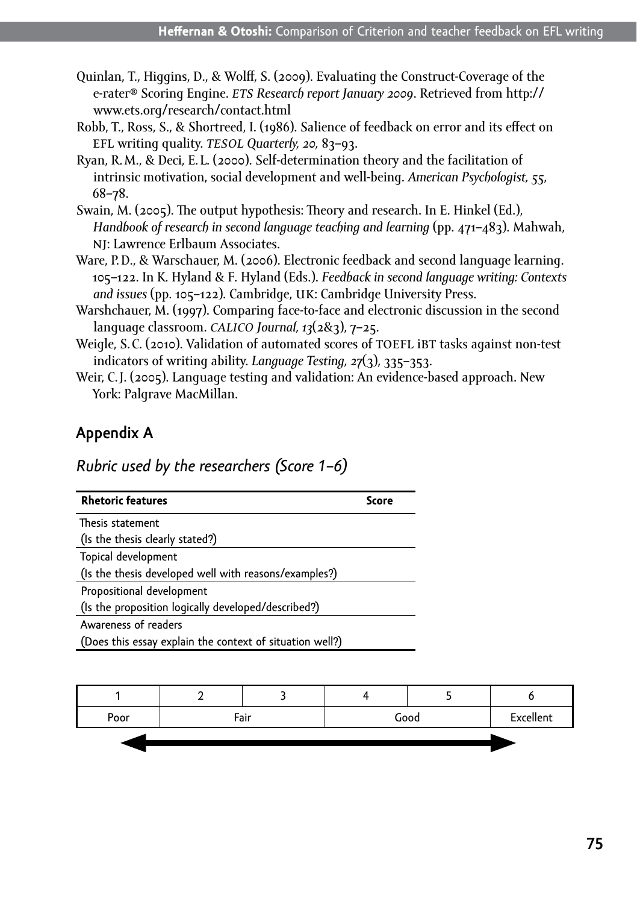Quinlan, T., Higgins, D., & Wolff, S. (2009). Evaluating the Construct-Coverage of the e-rater® Scoring Engine. *ETS Research report January 2009*. Retrieved from http://www.ets.org/research/contact.html

Robb, T., Ross, S., & Shortreed, I. (1986). Salience of feedback on error and its effect on EFL writing quality. *TESOL Quarterly, 20,* 83–93.

Ryan, R. M., & Deci, E. L. (2000). Self-determination theory and the facilitation of intrinsic motivation, social development and well-being. *American Psychologist, 55,* 68–78.

Swain, M. (2005). The output hypothesis: Theory and research. In E. Hinkel (Ed.), *Handbook of research in second language teaching and learning* (pp. 471–483). Mahwah, NJ: Lawrence Erlbaum Associates.

Ware, P. D., & Warschauer, M. (2006). Electronic feedback and second language learning. 105–122. In K. Hyland & F. Hyland (Eds.). *Feedback in second language writing: Contexts and issues* (pp. 105–122). Cambridge, UK: Cambridge University Press.

Warshchauer, M. (1997). Comparing face-to-face and electronic discussion in the second language classroom. *CALICO Journal, 13*(2&3), 7–25.

Weigle, S. C. (2010). Validation of automated scores of TOEFL iBT tasks against non-test indicators of writing ability. *Language Testing, 27*(3), 335–353.

Weir, C. J. (2005). Language testing and validation: An evidence-based approach. New York: Palgrave MacMillan.

## Appendix A

*Rubric used by the researchers (Score 1–6)*

| Rhetoric features | Score |
|---|---|
| Thesis statement (Is the thesis clearly stated?) | |
| Topical development (Is the thesis developed well with reasons/examples?) | |
| Propositional development (Is the proposition logically developed/described?) | |
| Awareness of readers (Does this essay explain the context of situation well?) | |

| 1 | 2 | 3 | 4 | 5 | 6 |
|---|---|---|---|---|---|
| Poor | Fair | | Good | | Excellent |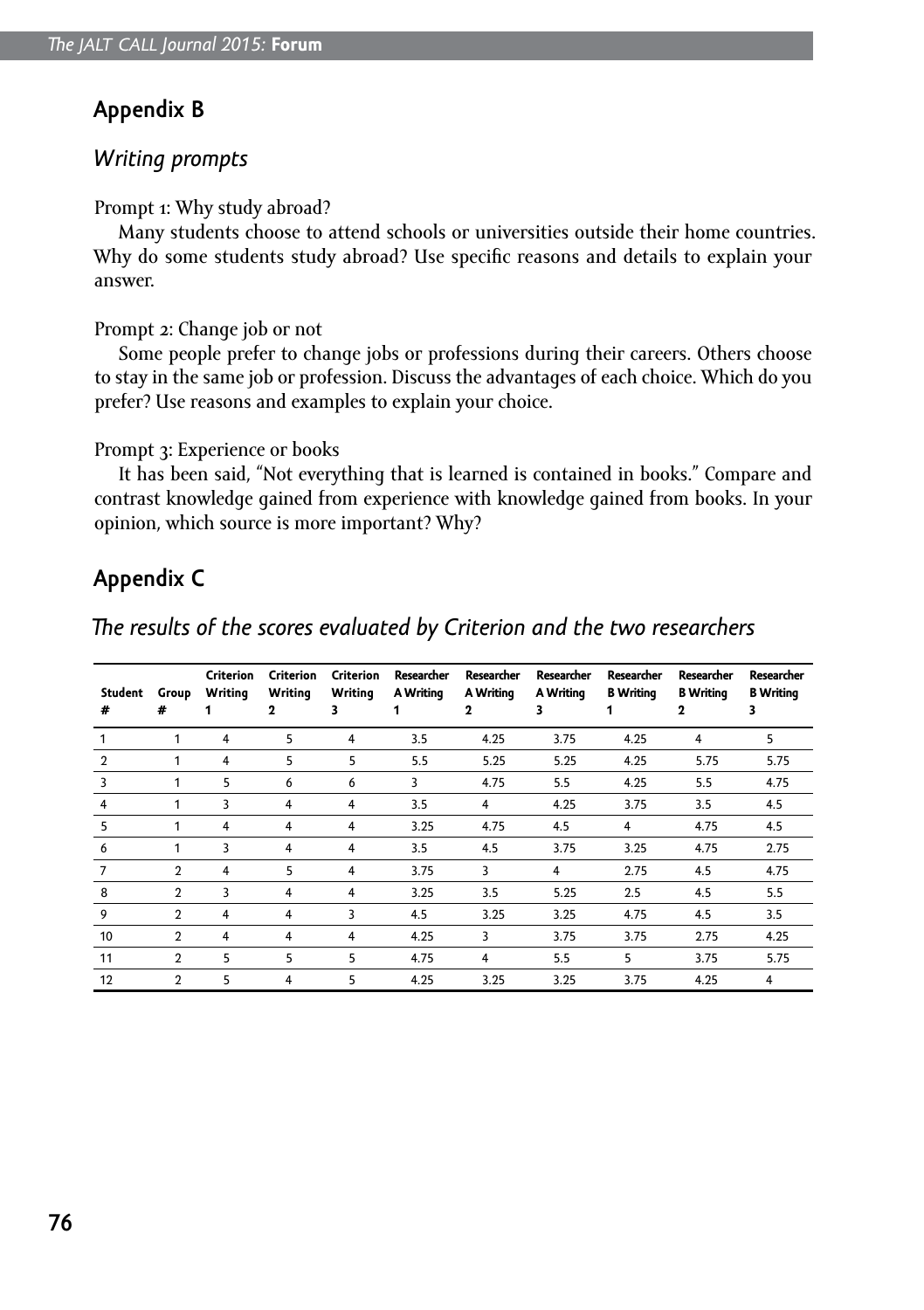## Appendix B

### *Writing prompts*

Prompt 1: Why study abroad?

Many students choose to attend schools or universities outside their home countries. Why do some students study abroad? Use specific reasons and details to explain your answer.

Prompt 2: Change job or not

Some people prefer to change jobs or professions during their careers. Others choose to stay in the same job or profession. Discuss the advantages of each choice. Which do you prefer? Use reasons and examples to explain your choice.

Prompt 3: Experience or books

It has been said, "Not everything that is learned is contained in books." Compare and contrast knowledge gained from experience with knowledge gained from books. In your opinion, which source is more important? Why?

## Appendix C

### *The results of the scores evaluated by Criterion and the two researchers*

| Student # | Group # | Criterion Writing 1 | Criterion Writing 2 | Criterion Writing 3 | Researcher A Writing 1 | Researcher A Writing 2 | Researcher A Writing 3 | Researcher B Writing 1 | Researcher B Writing 2 | Researcher B Writing 3 |
|---|---|---|---|---|---|---|---|---|---|---|
| 1 | 1 | 4 | 5 | 4 | 3.5 | 4.25 | 3.75 | 4.25 | 4 | 5 |
| 2 | 1 | 4 | 5 | 5 | 5.5 | 5.25 | 5.25 | 4.25 | 5.75 | 5.75 |
| 3 | 1 | 5 | 6 | 6 | 3 | 4.75 | 5.5 | 4.25 | 5.5 | 4.75 |
| 4 | 1 | 3 | 4 | 4 | 3.5 | 4 | 4.25 | 3.75 | 3.5 | 4.5 |
| 5 | 1 | 4 | 4 | 4 | 3.25 | 4.75 | 4.5 | 4 | 4.75 | 4.5 |
| 6 | 1 | 3 | 4 | 4 | 3.5 | 4.5 | 3.75 | 3.25 | 4.75 | 2.75 |
| 7 | 2 | 4 | 5 | 4 | 3.75 | 3 | 4 | 2.75 | 4.5 | 4.75 |
| 8 | 2 | 3 | 4 | 4 | 3.25 | 3.5 | 5.25 | 2.5 | 4.5 | 5.5 |
| 9 | 2 | 4 | 4 | 3 | 4.5 | 3.25 | 3.25 | 4.75 | 4.5 | 3.5 |
| 10 | 2 | 4 | 4 | 4 | 4.25 | 3 | 3.75 | 3.75 | 2.75 | 4.25 |
| 11 | 2 | 5 | 5 | 5 | 4.75 | 4 | 5.5 | 5 | 3.75 | 5.75 |
| 12 | 2 | 5 | 4 | 5 | 4.25 | 3.25 | 3.25 | 3.75 | 4.25 | 4 |